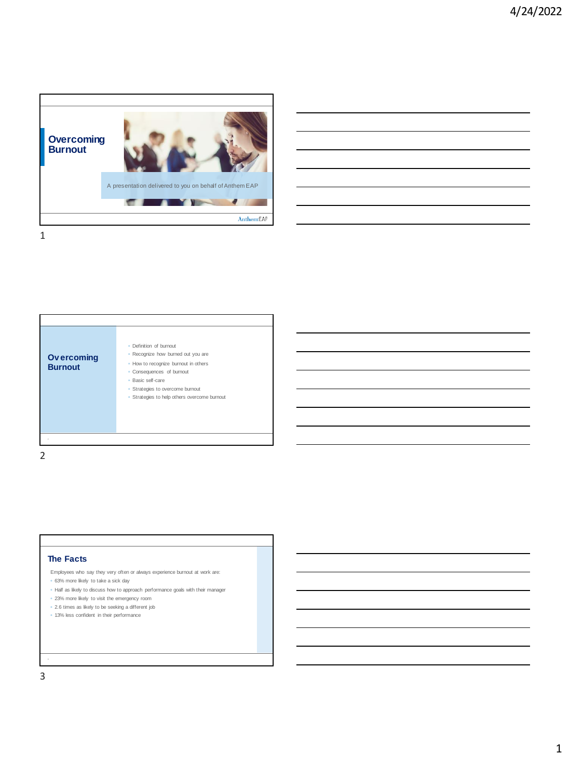# Overcoming Burnout

A presentation delivered to you on behalf of Anthem EAP

AnthemEAP

## Overcoming Burnout

- Definition of burnout
- Recognize how burned out you are
- How to recognize burnout in others
- Consequences of burnout
- Basic self-care
- Strategies to overcome burnout
- Strategies to help others overcome burnout

## The Facts

Employees who say they very often or always experience burnout at work are:

- 63% more likely to take a sick day
- Half as likely to discuss how to approach performance goals with their manager
- 23% more likely to visit the emergency room
- 2.6 times as likely to be seeking a different job
- 13% less confident in their performance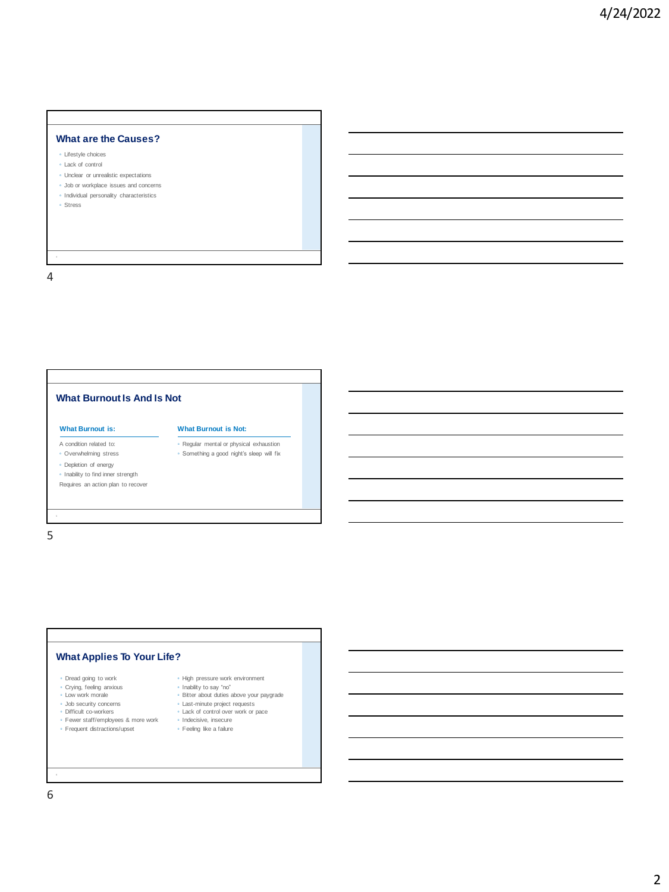## What are the Causes?

- Lifestyle choices
- Lack of control
- Unclear or unrealistic expectations
- Job or workplace issues and concerns
- Individual personality characteristics
- Stress

## What Burnout Is And Is Not

### What Burnout is:

A condition related to:

- Overwhelming stress
- Depletion of energy
- Inability to find inner strength

Requires an action plan to recover

### What Burnout is Not:

- Regular mental or physical exhaustion
- Something a good night's sleep will fix

## What Applies To Your Life?

- Dread going to work
- Crying, feeling anxious
- Low work morale
- Job security concerns
- Difficult co-workers
- Fewer staff/employees & more work
- Frequent distractions/upset
- High pressure work environment
- Inability to say "no"
- Bitter about duties above your paygrade
- Last-minute project requests
- Lack of control over work or pace
- Indecisive, insecure
- Feeling like a failure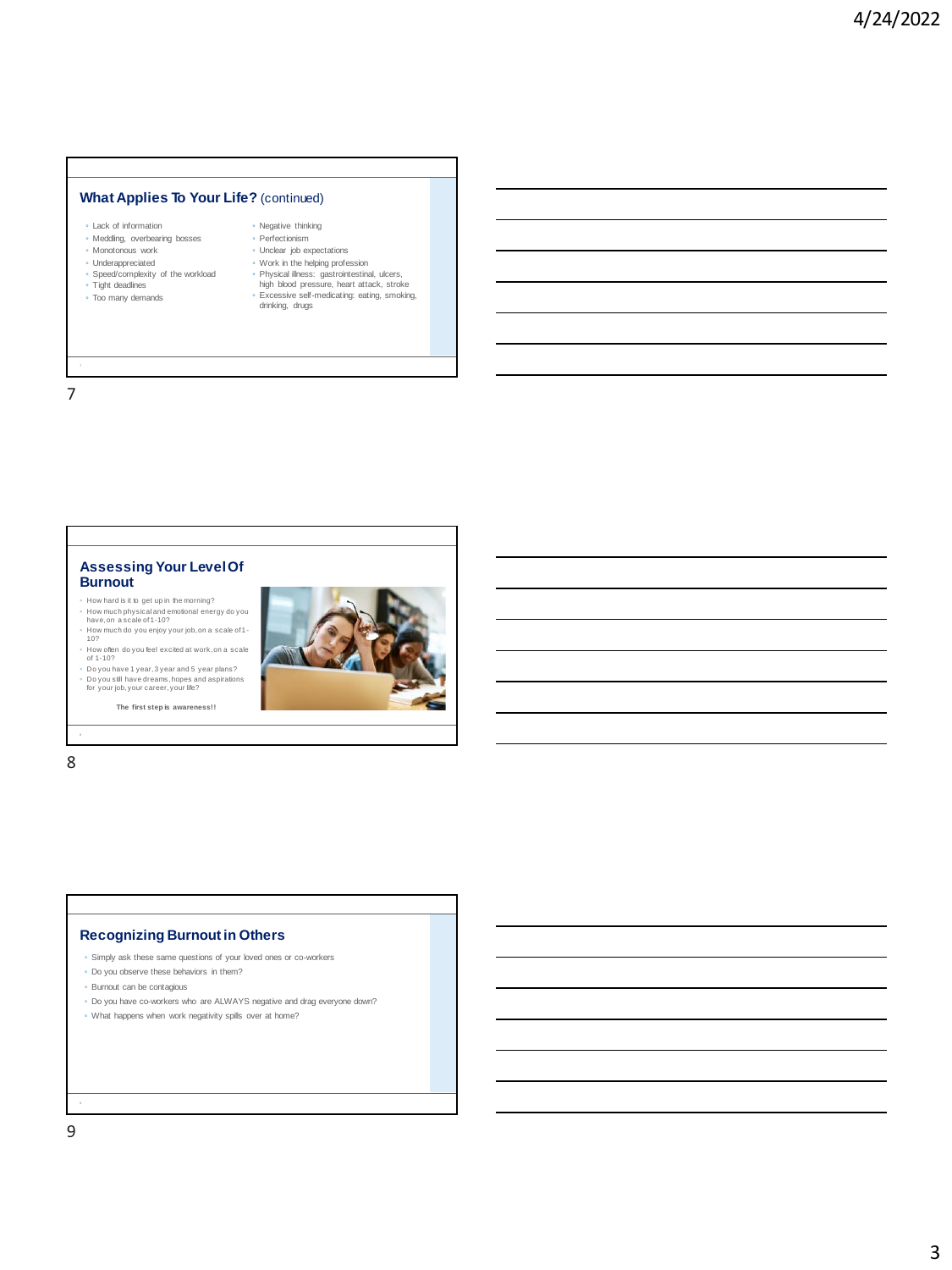## What Applies To Your Life? (continued)

- Lack of information
- Meddling, overbearing bosses
- Monotonous work
- Underappreciated
- Speed/complexity of the workload
- Tight deadlines
- Too many demands
- Negative thinking
- Perfectionism
- Unclear job expectations
- Work in the helping profession
- Physical illness: gastrointestinal, ulcers, high blood pressure, heart attack, stroke
- Excessive self-medicating: eating, smoking, drinking, drugs

## Assessing Your Level Of Burnout

- How hard is it to get up in the morning?
- How much physical and emotional energy do you have, on a scale of 1-10?
- How much do you enjoy your job, on a scale of 1-10?
- How often do you feel excited at work, on a scale of 1-10?
- Do you have 1 year, 3 year and 5 year plans?
- Do you still have dreams, hopes and aspirations for your job, your career, your life?

**The first step is awareness!!**

## Recognizing Burnout in Others

- Simply ask these same questions of your loved ones or co-workers
- Do you observe these behaviors in them?
- Burnout can be contagious
- Do you have co-workers who are ALWAYS negative and drag everyone down?
- What happens when work negativity spills over at home?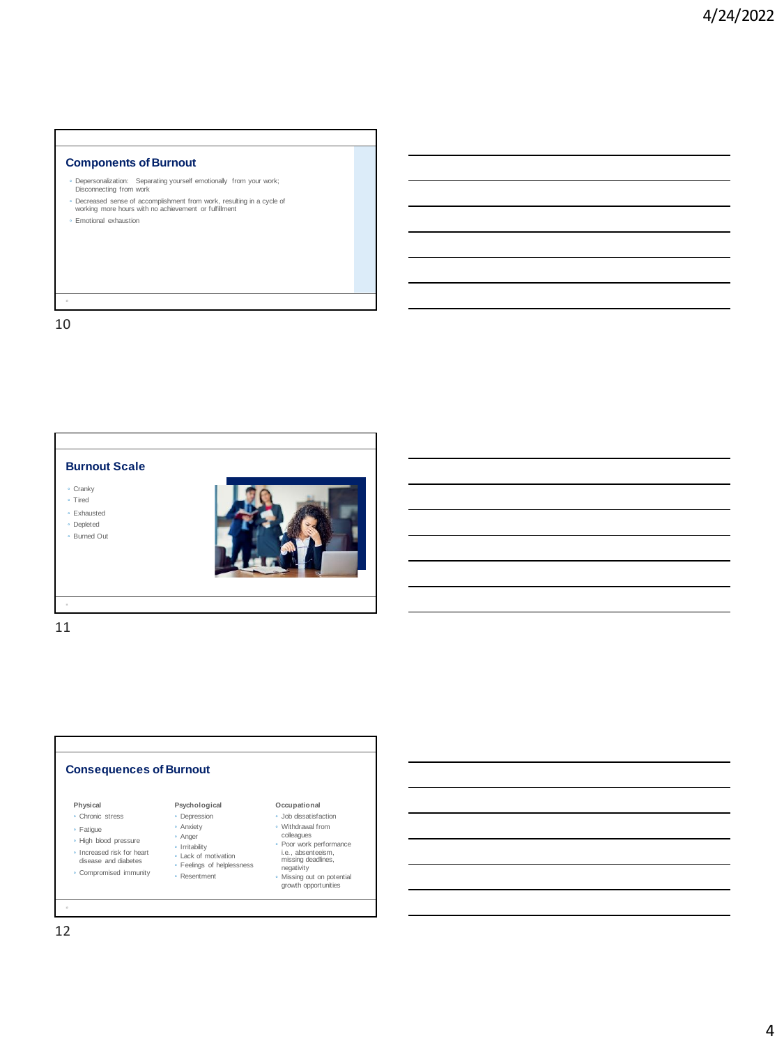## Components of Burnout

- Depersonalization: Separating yourself emotionally from your work; Disconnecting from work
- Decreased sense of accomplishment from work, resulting in a cycle of working more hours with no achievement or fulfillment
- Emotional exhaustion

## Burnout Scale

- Cranky
- Tired
- Exhausted
- Depleted
- Burned Out

## Consequences of Burnout

**Physical**

- Chronic stress
- Fatigue
- High blood pressure
- Increased risk for heart disease and diabetes
- Compromised immunity

**Psychological**

- Depression
- Anxiety
- Anger
- Irritability
- Lack of motivation
- Feelings of helplessness
- Resentment

**Occupational**

- Job dissatisfaction
- Withdrawal from colleagues
- Poor work performance i.e., absenteeism, missing deadlines, negativity
- Missing out on potential growth opportunities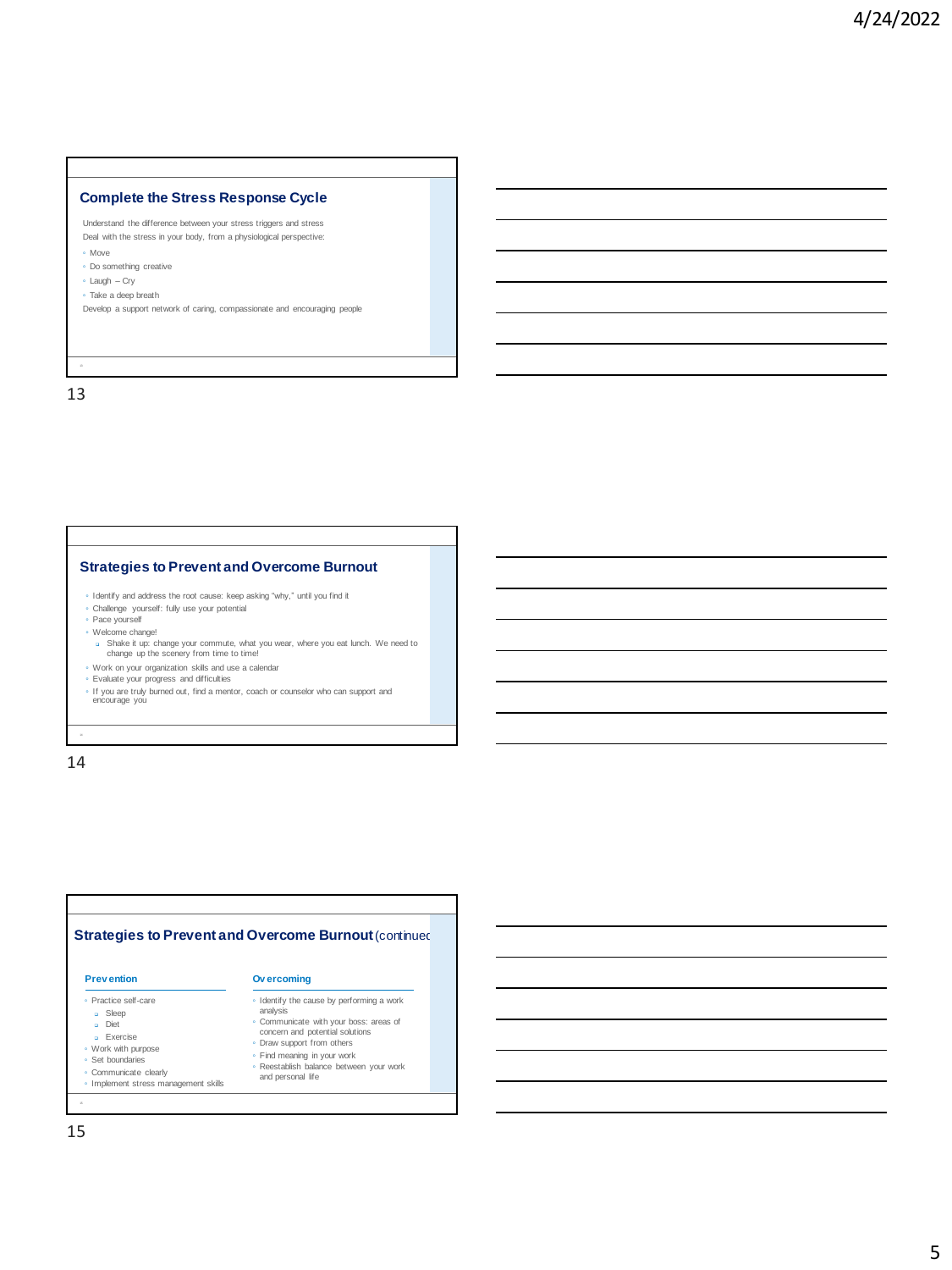## Complete the Stress Response Cycle

Understand the difference between your stress triggers and stress

Deal with the stress in your body, from a physiological perspective:

- Move
- Do something creative
- Laugh – Cry
- Take a deep breath

Develop a support network of caring, compassionate and encouraging people

## Strategies to Prevent and Overcome Burnout

- Identify and address the root cause: keep asking "why," until you find it
- Challenge yourself: fully use your potential
- Pace yourself
- Welcome change!
  - Shake it up: change your commute, what you wear, where you eat lunch. We need to change up the scenery from time to time!
- Work on your organization skills and use a calendar
- Evaluate your progress and difficulties
- If you are truly burned out, find a mentor, coach or counselor who can support and encourage you

## Strategies to Prevent and Overcome Burnout (continued)

### Prevention

- Practice self-care
  - Sleep
  - Diet
  - Exercise
- Work with purpose
- Set boundaries
- Communicate clearly
- Implement stress management skills

### Overcoming

- Identify the cause by performing a work analysis
- Communicate with your boss: areas of concern and potential solutions
- Draw support from others
- Find meaning in your work
- Reestablish balance between your work and personal life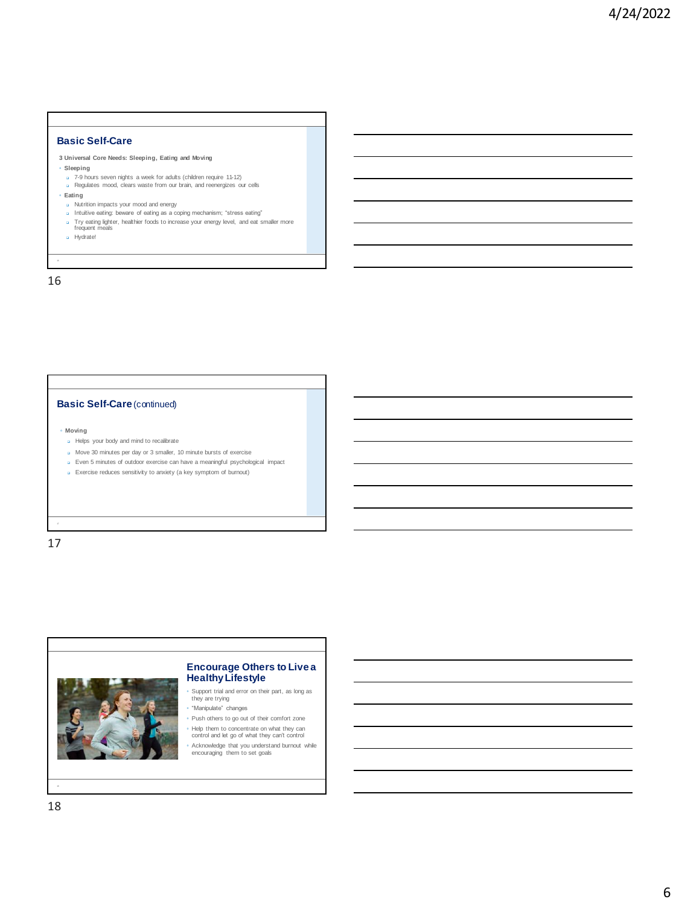## Basic Self-Care

**3 Universal Core Needs: Sleeping, Eating and Moving**

- **Sleeping**
  - 7-9 hours seven nights a week for adults (children require 11-12)
  - Regulates mood, clears waste from our brain, and reenergizes our cells
- **Eating**
  - Nutrition impacts your mood and energy
  - Intuitive eating: beware of eating as a coping mechanism; "stress eating"
  - Try eating lighter, healthier foods to increase your energy level, and eat smaller more frequent meals
  - Hydrate!

## Basic Self-Care (continued)

- **Moving**
  - Helps your body and mind to recalibrate
  - Move 30 minutes per day or 3 smaller, 10 minute bursts of exercise
  - Even 5 minutes of outdoor exercise can have a meaningful psychological impact
  - Exercise reduces sensitivity to anxiety (a key symptom of burnout)

## Encourage Others to Live a Healthy Lifestyle

- Support trial and error on their part, as long as they are trying
- "Manipulate" changes
- Push others to go out of their comfort zone
- Help them to concentrate on what they can control and let go of what they can't control
- Acknowledge that you understand burnout while encouraging them to set goals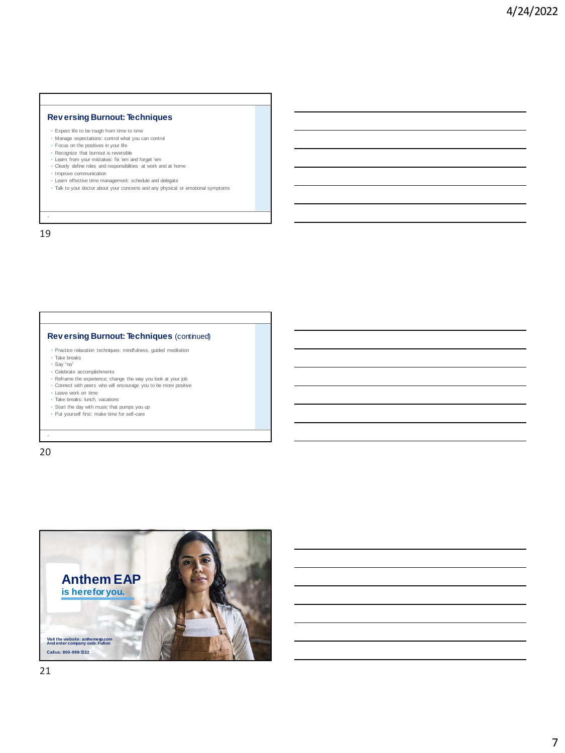## Reversing Burnout: Techniques

- Expect life to be tough from time to time
- Manage expectations: control what you can control
- Focus on the positives in your life
- Recognize that burnout is reversible
- Learn from your mistakes: fix 'em and forget 'em
- Clearly define roles and responsibilities at work and at home
- Improve communication
- Learn effective time management: schedule and delegate
- Talk to your doctor about your concerns and any physical or emotional symptoms

## Reversing Burnout: Techniques (continued)

- Practice relaxation techniques: mindfulness, guided meditation
- Take breaks
- Say "no"
- Celebrate accomplishments
- Reframe the experience; change the way you look at your job
- Connect with peers who will encourage you to be more positive
- Leave work on time
- Take breaks: lunch, vacations
- Start the day with music that pumps you up
- Put yourself first: make time for self-care

## Anthem EAP is here for you.

Visit the website: anthemeap.com
And enter company code: Fulton

Call us: 800-999-7222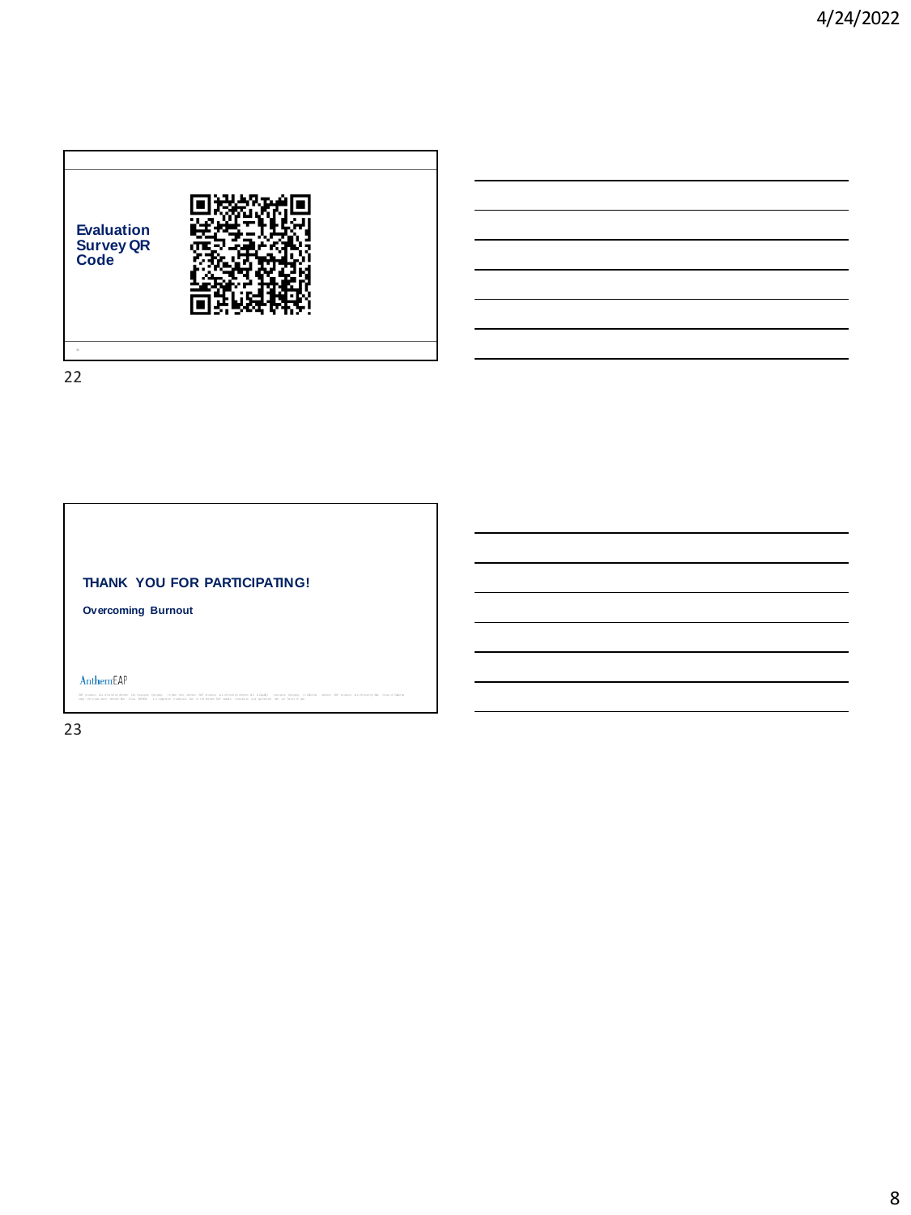**Evaluation Survey QR Code**

**THANK YOU FOR PARTICIPATING!**

**Overcoming Burnout**

AnthemEAP